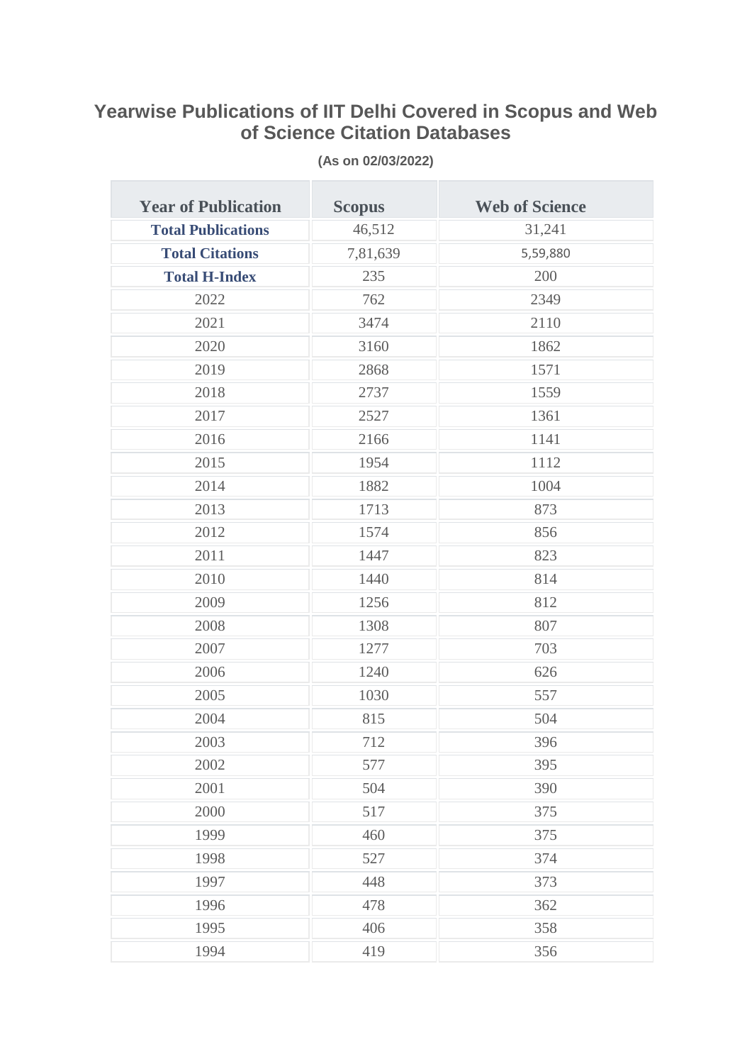# Yearwise Publications of IIT Delhi Covered in Scopus and Web of Science Citation Databases

**(As on 02/03/2022)**

| Year of Publication | Scopus | Web of Science |
|---|---|---|
| **Total Publications** | 46,512 | 31,241 |
| **Total Citations** | 7,81,639 | 5,59,880 |
| **Total H-Index** | 235 | 200 |
| 2022 | 762 | 2349 |
| 2021 | 3474 | 2110 |
| 2020 | 3160 | 1862 |
| 2019 | 2868 | 1571 |
| 2018 | 2737 | 1559 |
| 2017 | 2527 | 1361 |
| 2016 | 2166 | 1141 |
| 2015 | 1954 | 1112 |
| 2014 | 1882 | 1004 |
| 2013 | 1713 | 873 |
| 2012 | 1574 | 856 |
| 2011 | 1447 | 823 |
| 2010 | 1440 | 814 |
| 2009 | 1256 | 812 |
| 2008 | 1308 | 807 |
| 2007 | 1277 | 703 |
| 2006 | 1240 | 626 |
| 2005 | 1030 | 557 |
| 2004 | 815 | 504 |
| 2003 | 712 | 396 |
| 2002 | 577 | 395 |
| 2001 | 504 | 390 |
| 2000 | 517 | 375 |
| 1999 | 460 | 375 |
| 1998 | 527 | 374 |
| 1997 | 448 | 373 |
| 1996 | 478 | 362 |
| 1995 | 406 | 358 |
| 1994 | 419 | 356 |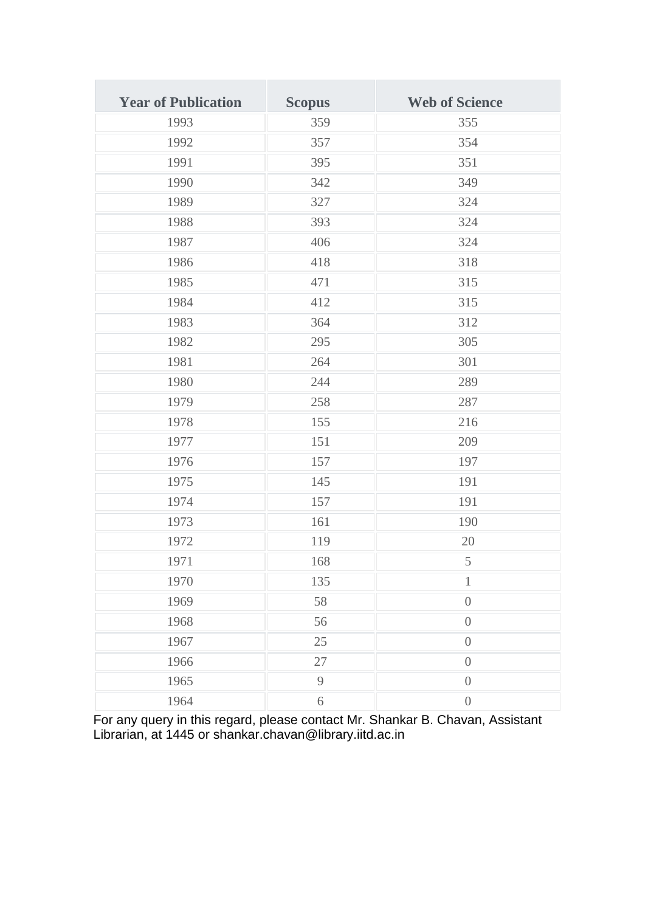| Year of Publication | Scopus | Web of Science |
| --- | --- | --- |
| 1993 | 359 | 355 |
| 1992 | 357 | 354 |
| 1991 | 395 | 351 |
| 1990 | 342 | 349 |
| 1989 | 327 | 324 |
| 1988 | 393 | 324 |
| 1987 | 406 | 324 |
| 1986 | 418 | 318 |
| 1985 | 471 | 315 |
| 1984 | 412 | 315 |
| 1983 | 364 | 312 |
| 1982 | 295 | 305 |
| 1981 | 264 | 301 |
| 1980 | 244 | 289 |
| 1979 | 258 | 287 |
| 1978 | 155 | 216 |
| 1977 | 151 | 209 |
| 1976 | 157 | 197 |
| 1975 | 145 | 191 |
| 1974 | 157 | 191 |
| 1973 | 161 | 190 |
| 1972 | 119 | 20 |
| 1971 | 168 | 5 |
| 1970 | 135 | 1 |
| 1969 | 58 | 0 |
| 1968 | 56 | 0 |
| 1967 | 25 | 0 |
| 1966 | 27 | 0 |
| 1965 | 9 | 0 |
| 1964 | 6 | 0 |

For any query in this regard, please contact Mr. Shankar B. Chavan, Assistant Librarian, at 1445 or shankar.chavan@library.iitd.ac.in